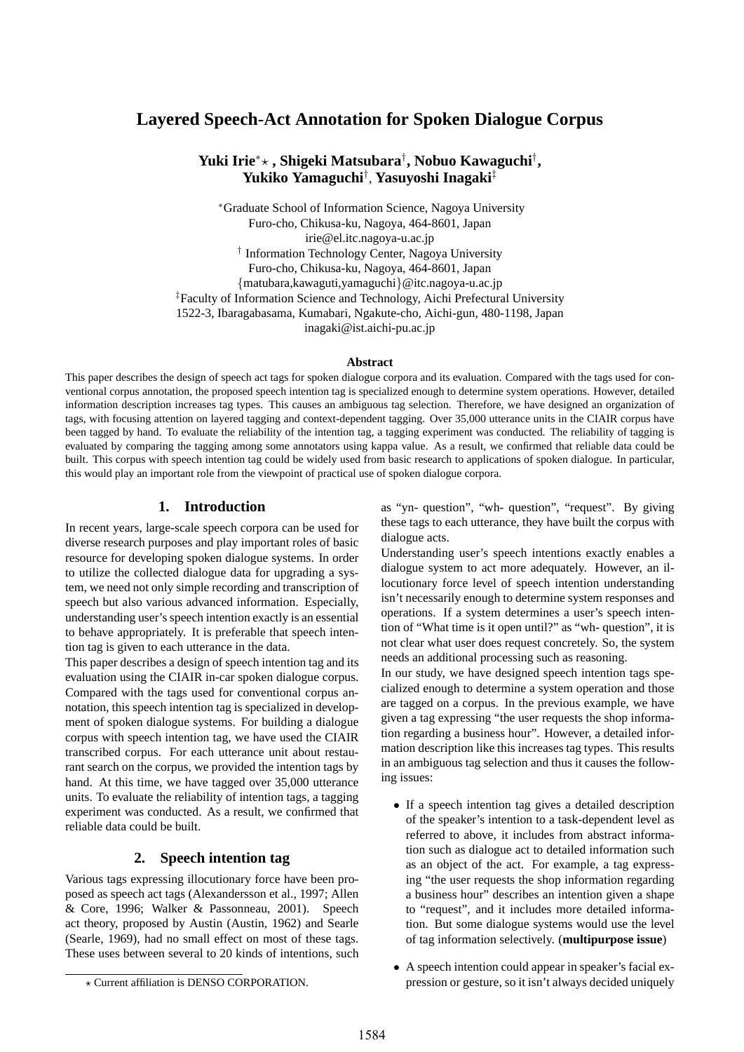# Layered Speech-Act Annotation for Spoken Dialogue Corpus

**Yuki Irie*⋆, Shigeki Matsubara†, Nobuo Kawaguchi†, Yukiko Yamaguchi†, Yasuyoshi Inagaki‡**

*Graduate School of Information Science, Nagoya University
Furo-cho, Chikusa-ku, Nagoya, 464-8601, Japan
irie@el.itc.nagoya-u.ac.jp

† Information Technology Center, Nagoya University
Furo-cho, Chikusa-ku, Nagoya, 464-8601, Japan
{matubara,kawaguti,yamaguchi}@itc.nagoya-u.ac.jp

‡Faculty of Information Science and Technology, Aichi Prefectural University
1522-3, Ibaragabasama, Kumabari, Ngakute-cho, Aichi-gun, 480-1198, Japan
inagaki@ist.aichi-pu.ac.jp

### Abstract

This paper describes the design of speech act tags for spoken dialogue corpora and its evaluation. Compared with the tags used for conventional corpus annotation, the proposed speech intention tag is specialized enough to determine system operations. However, detailed information description increases tag types. This causes an ambiguous tag selection. Therefore, we have designed an organization of tags, with focusing attention on layered tagging and context-dependent tagging. Over 35,000 utterance units in the CIAIR corpus have been tagged by hand. To evaluate the reliability of the intention tag, a tagging experiment was conducted. The reliability of tagging is evaluated by comparing the tagging among some annotators using kappa value. As a result, we confirmed that reliable data could be built. This corpus with speech intention tag could be widely used from basic research to applications of spoken dialogue. In particular, this would play an important role from the viewpoint of practical use of spoken dialogue corpora.

## 1. Introduction

In recent years, large-scale speech corpora can be used for diverse research purposes and play important roles of basic resource for developing spoken dialogue systems. In order to utilize the collected dialogue data for upgrading a system, we need not only simple recording and transcription of speech but also various advanced information. Especially, understanding user's speech intention exactly is an essential to behave appropriately. It is preferable that speech intention tag is given to each utterance in the data.

This paper describes a design of speech intention tag and its evaluation using the CIAIR in-car spoken dialogue corpus. Compared with the tags used for conventional corpus annotation, this speech intention tag is specialized in development of spoken dialogue systems. For building a dialogue corpus with speech intention tag, we have used the CIAIR transcribed corpus. For each utterance unit about restaurant search on the corpus, we provided the intention tags by hand. At this time, we have tagged over 35,000 utterance units. To evaluate the reliability of intention tags, a tagging experiment was conducted. As a result, we confirmed that reliable data could be built.

## 2. Speech intention tag

Various tags expressing illocutionary force have been proposed as speech act tags (Alexandersson et al., 1997; Allen & Core, 1996; Walker & Passonneau, 2001). Speech act theory, proposed by Austin (Austin, 1962) and Searle (Searle, 1969), had no small effect on most of these tags. These uses between several to 20 kinds of intentions, such as "yn- question", "wh- question", "request". By giving these tags to each utterance, they have built the corpus with dialogue acts.

Understanding user's speech intentions exactly enables a dialogue system to act more adequately. However, an illocutionary force level of speech intention understanding isn't necessarily enough to determine system responses and operations. If a system determines a user's speech intention of "What time is it open until?" as "wh- question", it is not clear what user does request concretely. So, the system needs an additional processing such as reasoning.

In our study, we have designed speech intention tags specialized enough to determine a system operation and those are tagged on a corpus. In the previous example, we have given a tag expressing "the user requests the shop information regarding a business hour". However, a detailed information description like this increases tag types. This results in an ambiguous tag selection and thus it causes the following issues:

- If a speech intention tag gives a detailed description of the speaker's intention to a task-dependent level as referred to above, it includes from abstract information such as dialogue act to detailed information such as an object of the act. For example, a tag expressing "the user requests the shop information regarding a business hour" describes an intention given a shape to "request", and it includes more detailed information. But some dialogue systems would use the level of tag information selectively. (**multipurpose issue**)
- A speech intention could appear in speaker's facial expression or gesture, so it isn't always decided uniquely

⋆ Current affiliation is DENSO CORPORATION.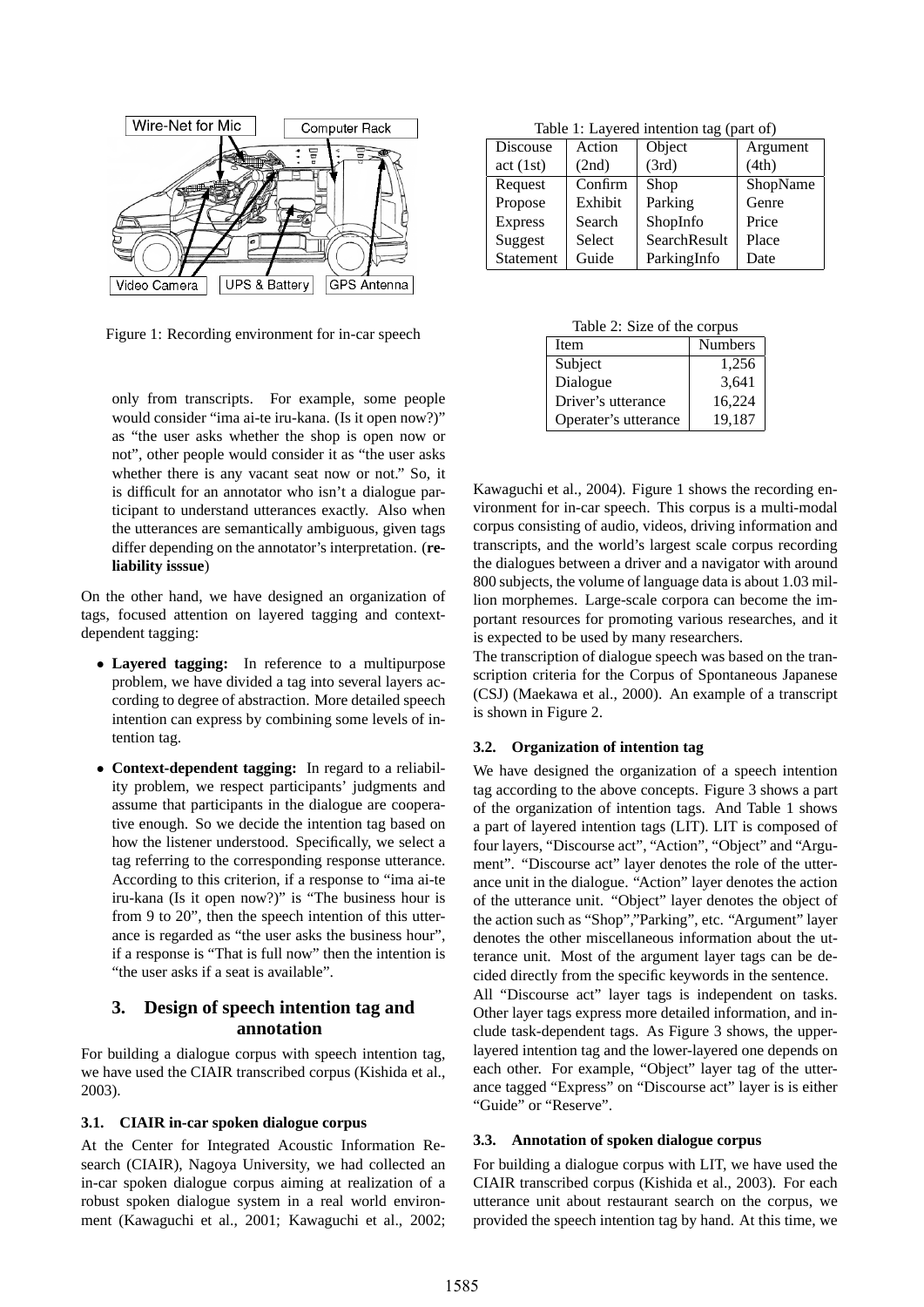Figure 1: Recording environment for in-car speech

only from transcripts. For example, some people would consider "ima ai-te iru-kana. (Is it open now?)" as "the user asks whether the shop is open now or not", other people would consider it as "the user asks whether there is any vacant seat now or not." So, it is difficult for an annotator who isn't a dialogue participant to understand utterances exactly. Also when the utterances are semantically ambiguous, given tags differ depending on the annotator's interpretation. (**reliability isssue**)

On the other hand, we have designed an organization of tags, focused attention on layered tagging and context-dependent tagging:

- **Layered tagging:** In reference to a multipurpose problem, we have divided a tag into several layers according to degree of abstraction. More detailed speech intention can express by combining some levels of intention tag.
- **Context-dependent tagging:** In regard to a reliability problem, we respect participants' judgments and assume that participants in the dialogue are cooperative enough. So we decide the intention tag based on how the listener understood. Specifically, we select a tag referring to the corresponding response utterance. According to this criterion, if a response to "ima ai-te iru-kana (Is it open now?)" is "The business hour is from 9 to 20", then the speech intention of this utterance is regarded as "the user asks the business hour", if a response is "That is full now" then the intention is "the user asks if a seat is available".

## 3. Design of speech intention tag and annotation

For building a dialogue corpus with speech intention tag, we have used the CIAIR transcribed corpus (Kishida et al., 2003).

### 3.1. CIAIR in-car spoken dialogue corpus

At the Center for Integrated Acoustic Information Research (CIAIR), Nagoya University, we had collected an in-car spoken dialogue corpus aiming at realization of a robust spoken dialogue system in a real world environment (Kawaguchi et al., 2001; Kawaguchi et al., 2002; Kawaguchi et al., 2004). Figure 1 shows the recording environment for in-car speech. This corpus is a multi-modal corpus consisting of audio, videos, driving information and transcripts, and the world's largest scale corpus recording the dialogues between a driver and a navigator with around 800 subjects, the volume of language data is about 1.03 million morphemes. Large-scale corpora can become the important resources for promoting various researches, and it is expected to be used by many researchers.

The transcription of dialogue speech was based on the transcription criteria for the Corpus of Spontaneous Japanese (CSJ) (Maekawa et al., 2000). An example of a transcript is shown in Figure 2.

Table 1: Layered intention tag (part of)

| Discouse act (1st) | Action (2nd) | Object (3rd) | Argument (4th) |
|---|---|---|---|
| Request | Confirm | Shop | ShopName |
| Propose | Exhibit | Parking | Genre |
| Express | Search | ShopInfo | Price |
| Suggest | Select | SearchResult | Place |
| Statement | Guide | ParkingInfo | Date |

Table 2: Size of the corpus

| Item | Numbers |
|---|---|
| Subject | 1,256 |
| Dialogue | 3,641 |
| Driver's utterance | 16,224 |
| Operater's utterance | 19,187 |

### 3.2. Organization of intention tag

We have designed the organization of a speech intention tag according to the above concepts. Figure 3 shows a part of the organization of intention tags. And Table 1 shows a part of layered intention tags (LIT). LIT is composed of four layers, "Discourse act", "Action", "Object" and "Argument". "Discourse act" layer denotes the role of the utterance unit in the dialogue. "Action" layer denotes the action of the utterance unit. "Object" layer denotes the object of the action such as "Shop","Parking", etc. "Argument" layer denotes the other miscellaneous information about the utterance unit. Most of the argument layer tags can be decided directly from the specific keywords in the sentence.

All "Discourse act" layer tags is independent on tasks. Other layer tags express more detailed information, and include task-dependent tags. As Figure 3 shows, the upper-layered intention tag and the lower-layered one depends on each other. For example, "Object" layer tag of the utterance tagged "Express" on "Discourse act" layer is is either "Guide" or "Reserve".

### 3.3. Annotation of spoken dialogue corpus

For building a dialogue corpus with LIT, we have used the CIAIR transcribed corpus (Kishida et al., 2003). For each utterance unit about restaurant search on the corpus, we provided the speech intention tag by hand. At this time, we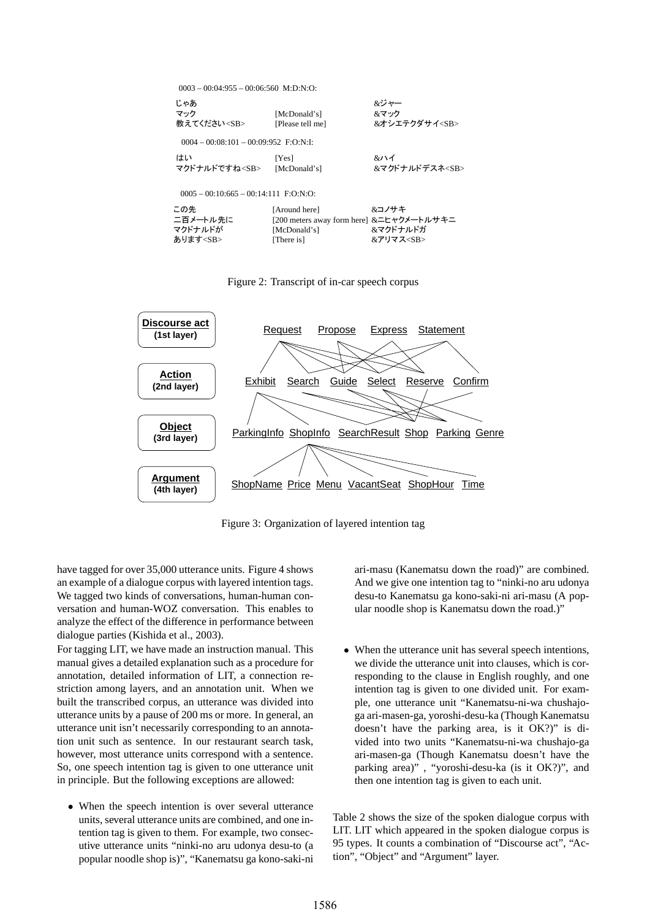0003 – 00:04:955 – 00:06:560 M:D:N:O:

| | | |
|---|---|---|
| じゃあ | | &ジャー |
| マック | [McDonald's] | &マック |
| 教えてください<SB> | [Please tell me] | &オシエテクダサイ<SB> |

0004 – 00:08:101 – 00:09:952 F:O:N:I:

| | | |
|---|---|---|
| はい | [Yes] | &ハイ |
| マクドナルドですね<SB> | [McDonald's] | &マクドナルドデスネ<SB> |

0005 – 00:10:665 – 00:14:111 F:O:N:O:

| | | |
|---|---|---|
| この先 | [Around here] | &コノサキ |
| 二百メートル先に | [200 meters away form here] | &ニヒャクメートルサキニ |
| マクドナルドが | [McDonald's] | &マクドナルドガ |
| あります<SB> | [There is] | &アリマス<SB> |

Figure 2: Transcript of in-car speech corpus

**Discourse act** (1st layer): Request, Propose, Express, Statement

**Action** (2nd layer): Exhibit, Search, Guide, Select, Reserve, Confirm

**Object** (3rd layer): ParkingInfo, ShopInfo, SearchResult, Shop, Parking, Genre

**Argument** (4th layer): ShopName, Price, Menu, VacantSeat, ShopHour, Time

Figure 3: Organization of layered intention tag

have tagged for over 35,000 utterance units. Figure 4 shows an example of a dialogue corpus with layered intention tags. We tagged two kinds of conversations, human-human conversation and human-WOZ conversation. This enables to analyze the effect of the difference in performance between dialogue parties (Kishida et al., 2003).

For tagging LIT, we have made an instruction manual. This manual gives a detailed explanation such as a procedure for annotation, detailed information of LIT, a connection restriction among layers, and an annotation unit. When we built the transcribed corpus, an utterance was divided into utterance units by a pause of 200 ms or more. In general, an utterance unit isn't necessarily corresponding to an annotation unit such as sentence. In our restaurant search task, however, most utterance units correspond with a sentence. So, one speech intention tag is given to one utterance unit in principle. But the following exceptions are allowed:

- When the speech intention is over several utterance units, several utterance units are combined, and one intention tag is given to them. For example, two consecutive utterance units "ninki-no aru udonya desu-to (a popular noodle shop is)", "Kanematsu ga kono-saki-ni ari-masu (Kanematsu down the road)" are combined. And we give one intention tag to "ninki-no aru udonya desu-to Kanematsu ga kono-saki-ni ari-masu (A popular noodle shop is Kanematsu down the road.)"

- When the utterance unit has several speech intentions, we divide the utterance unit into clauses, which is corresponding to the clause in English roughly, and one intention tag is given to one divided unit. For example, one utterance unit "Kanematsu-ni-wa chushajo-ga ari-masen-ga, yoroshi-desu-ka (Though Kanematsu doesn't have the parking area, is it OK?)" is divided into two units "Kanematsu-ni-wa chushajo-ga ari-masen-ga (Though Kanematsu doesn't have the parking area)" , "yoroshi-desu-ka (is it OK?)", and then one intention tag is given to each unit.

Table 2 shows the size of the spoken dialogue corpus with LIT. LIT which appeared in the spoken dialogue corpus is 95 types. It counts a combination of "Discourse act", "Action", "Object" and "Argument" layer.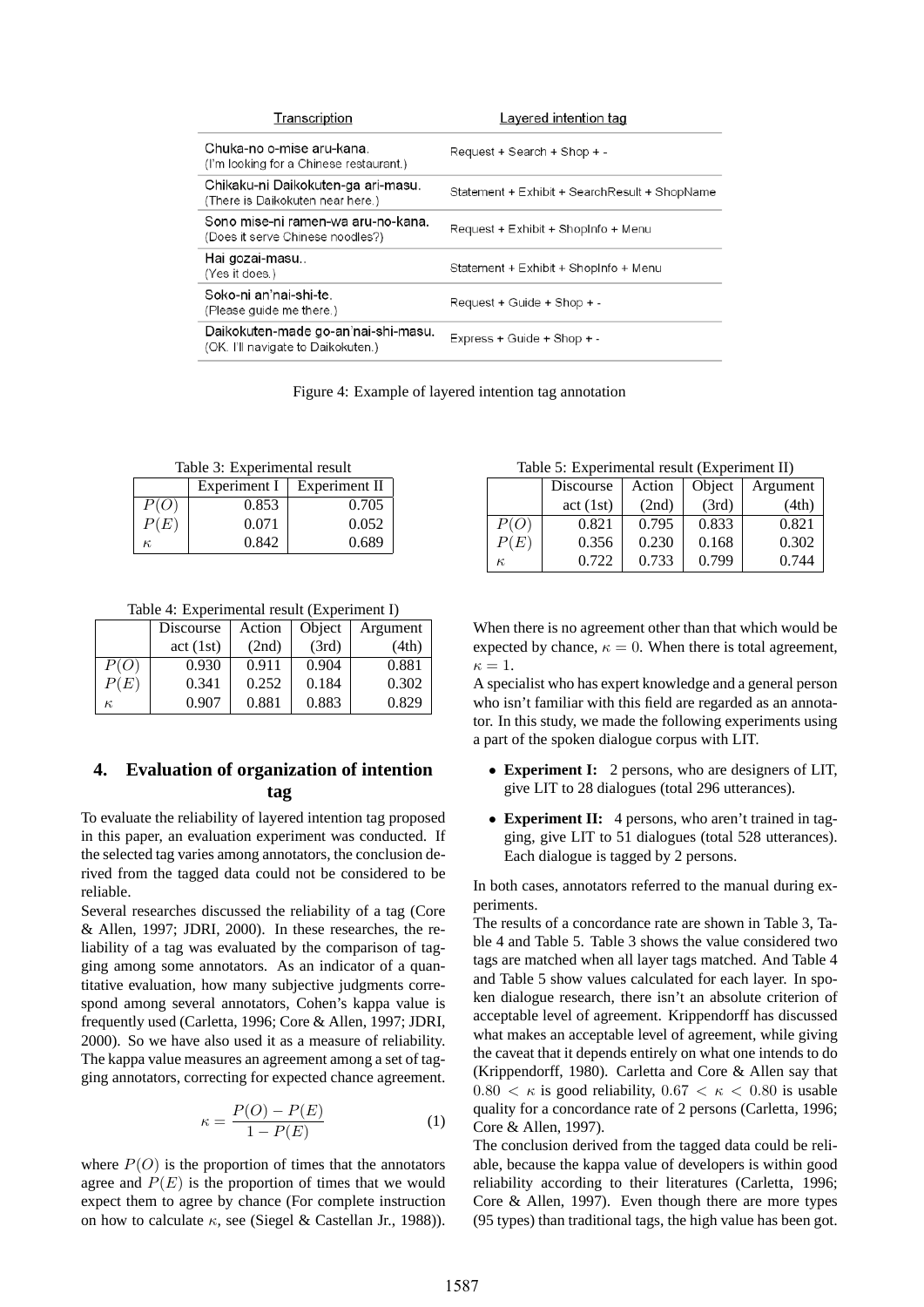| Transcription | Layered intention tag |
|---|---|
| Chuka-no o-mise aru-kana. (I'm looking for a Chinese restaurant.) | Request + Search + Shop + - |
| Chikaku-ni Daikokuten-ga ari-masu. (There is Daikokuten near here.) | Statement + Exhibit + SearchResult + ShopName |
| Sono mise-ni ramen-wa aru-no-kana. (Does it serve Chinese noodles?) | Request + Exhibit + ShopInfo + Menu |
| Hai gozai-masu.. (Yes it does.) | Statement + Exhibit + ShopInfo + Menu |
| Soko-ni an'nai-shi-te. (Please guide me there.) | Request + Guide + Shop + - |
| Daikokuten-made go-an'nai-shi-masu. (OK. I'll navigate to Daikokuten.) | Express + Guide + Shop + - |

Figure 4: Example of layered intention tag annotation

Table 3: Experimental result

| | Experiment I | Experiment II |
|---|---|---|
| $P(O)$ | 0.853 | 0.705 |
| $P(E)$ | 0.071 | 0.052 |
| $\kappa$ | 0.842 | 0.689 |

Table 4: Experimental result (Experiment I)

| | Discourse act (1st) | Action (2nd) | Object (3rd) | Argument (4th) |
|---|---|---|---|---|
| $P(O)$ | 0.930 | 0.911 | 0.904 | 0.881 |
| $P(E)$ | 0.341 | 0.252 | 0.184 | 0.302 |
| $\kappa$ | 0.907 | 0.881 | 0.883 | 0.829 |

## 4. Evaluation of organization of intention tag

To evaluate the reliability of layered intention tag proposed in this paper, an evaluation experiment was conducted. If the selected tag varies among annotators, the conclusion derived from the tagged data could not be considered to be reliable.

Several researches discussed the reliability of a tag (Core & Allen, 1997; JDRI, 2000). In these researches, the reliability of a tag was evaluated by the comparison of tagging among some annotators. As an indicator of a quantitative evaluation, how many subjective judgments correspond among several annotators, Cohen's kappa value is frequently used (Carletta, 1996; Core & Allen, 1997; JDRI, 2000). So we have also used it as a measure of reliability. The kappa value measures an agreement among a set of tagging annotators, correcting for expected chance agreement.

$$\kappa = \frac{P(O) - P(E)}{1 - P(E)} \tag{1}$$

where $P(O)$ is the proportion of times that the annotators agree and $P(E)$ is the proportion of times that we would expect them to agree by chance (For complete instruction on how to calculate $\kappa$, see (Siegel & Castellan Jr., 1988)).

Table 5: Experimental result (Experiment II)

| | Discourse act (1st) | Action (2nd) | Object (3rd) | Argument (4th) |
|---|---|---|---|---|
| $P(O)$ | 0.821 | 0.795 | 0.833 | 0.821 |
| $P(E)$ | 0.356 | 0.230 | 0.168 | 0.302 |
| $\kappa$ | 0.722 | 0.733 | 0.799 | 0.744 |

When there is no agreement other than that which would be expected by chance, $\kappa = 0$. When there is total agreement, $\kappa = 1$.

A specialist who has expert knowledge and a general person who isn't familiar with this field are regarded as an annotator. In this study, we made the following experiments using a part of the spoken dialogue corpus with LIT.

- **Experiment I:** 2 persons, who are designers of LIT, give LIT to 28 dialogues (total 296 utterances).
- **Experiment II:** 4 persons, who aren't trained in tagging, give LIT to 51 dialogues (total 528 utterances). Each dialogue is tagged by 2 persons.

In both cases, annotators referred to the manual during experiments.

The results of a concordance rate are shown in Table 3, Table 4 and Table 5. Table 3 shows the value considered two tags are matched when all layer tags matched. And Table 4 and Table 5 show values calculated for each layer. In spoken dialogue research, there isn't an absolute criterion of acceptable level of agreement. Krippendorff has discussed what makes an acceptable level of agreement, while giving the caveat that it depends entirely on what one intends to do (Krippendorff, 1980). Carletta and Core & Allen say that $0.80 < \kappa$ is good reliability, $0.67 < \kappa < 0.80$ is usable quality for a concordance rate of 2 persons (Carletta, 1996; Core & Allen, 1997).

The conclusion derived from the tagged data could be reliable, because the kappa value of developers is within good reliability according to their literatures (Carletta, 1996; Core & Allen, 1997). Even though there are more types (95 types) than traditional tags, the high value has been got.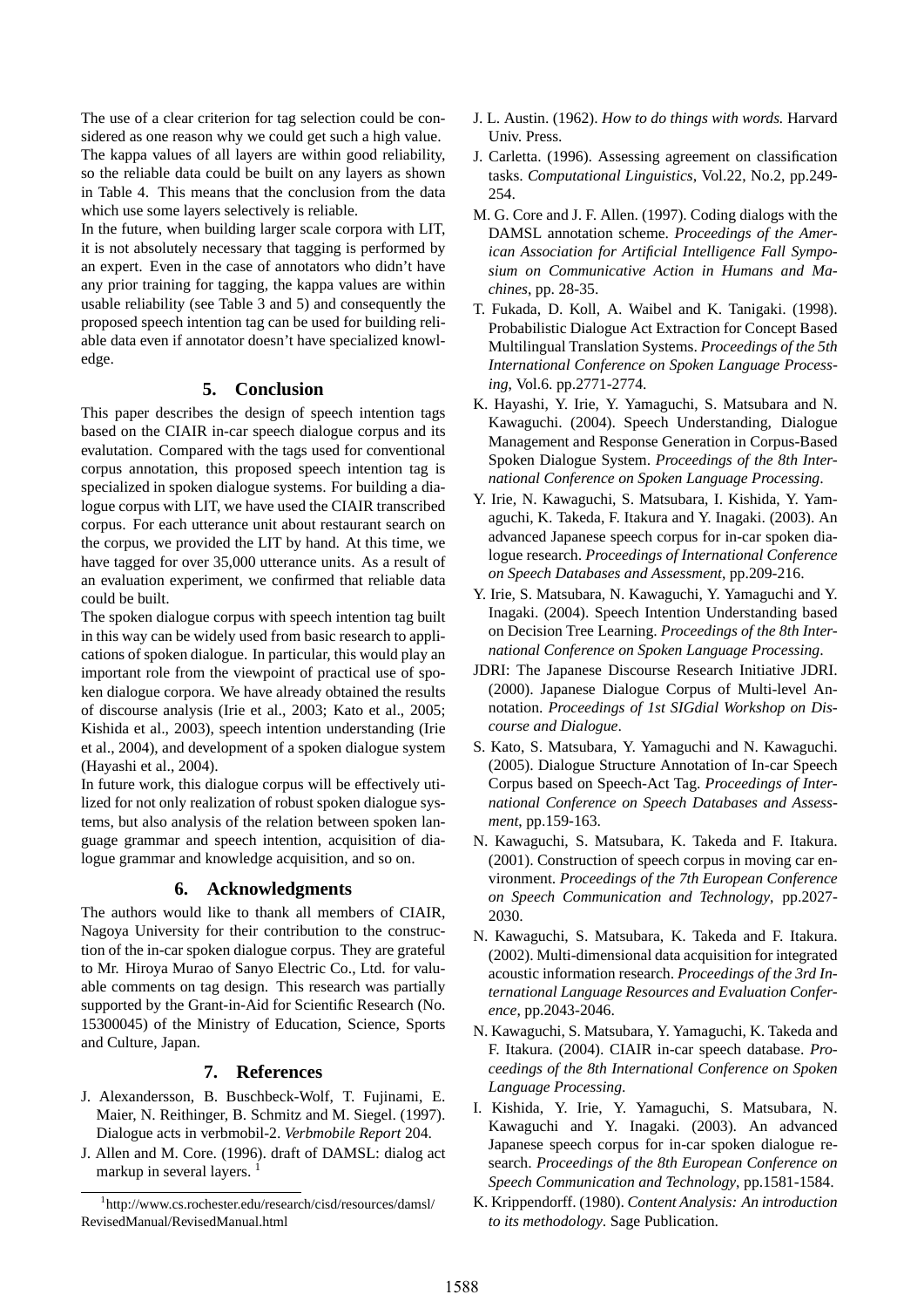The use of a clear criterion for tag selection could be considered as one reason why we could get such a high value.

The kappa values of all layers are within good reliability, so the reliable data could be built on any layers as shown in Table 4. This means that the conclusion from the data which use some layers selectively is reliable.

In the future, when building larger scale corpora with LIT, it is not absolutely necessary that tagging is performed by an expert. Even in the case of annotators who didn't have any prior training for tagging, the kappa values are within usable reliability (see Table 3 and 5) and consequently the proposed speech intention tag can be used for building reliable data even if annotator doesn't have specialized knowledge.

## 5. Conclusion

This paper describes the design of speech intention tags based on the CIAIR in-car speech dialogue corpus and its evalutation. Compared with the tags used for conventional corpus annotation, this proposed speech intention tag is specialized in spoken dialogue systems. For building a dialogue corpus with LIT, we have used the CIAIR transcribed corpus. For each utterance unit about restaurant search on the corpus, we provided the LIT by hand. At this time, we have tagged for over 35,000 utterance units. As a result of an evaluation experiment, we confirmed that reliable data could be built.

The spoken dialogue corpus with speech intention tag built in this way can be widely used from basic research to applications of spoken dialogue. In particular, this would play an important role from the viewpoint of practical use of spoken dialogue corpora. We have already obtained the results of discourse analysis (Irie et al., 2003; Kato et al., 2005; Kishida et al., 2003), speech intention understanding (Irie et al., 2004), and development of a spoken dialogue system (Hayashi et al., 2004).

In future work, this dialogue corpus will be effectively utilized for not only realization of robust spoken dialogue systems, but also analysis of the relation between spoken language grammar and speech intention, acquisition of dialogue grammar and knowledge acquisition, and so on.

## 6. Acknowledgments

The authors would like to thank all members of CIAIR, Nagoya University for their contribution to the construction of the in-car spoken dialogue corpus. They are grateful to Mr. Hiroya Murao of Sanyo Electric Co., Ltd. for valuable comments on tag design. This research was partially supported by the Grant-in-Aid for Scientific Research (No. 15300045) of the Ministry of Education, Science, Sports and Culture, Japan.

## 7. References

J. Alexandersson, B. Buschbeck-Wolf, T. Fujinami, E. Maier, N. Reithinger, B. Schmitz and M. Siegel. (1997). Dialogue acts in verbmobil-2. *Verbmobile Report* 204.

J. Allen and M. Core. (1996). draft of DAMSL: dialog act markup in several layers. [1]

J. L. Austin. (1962). *How to do things with words.* Harvard Univ. Press.

J. Carletta. (1996). Assessing agreement on classification tasks. *Computational Linguistics*, Vol.22, No.2, pp.249-254.

M. G. Core and J. F. Allen. (1997). Coding dialogs with the DAMSL annotation scheme. *Proceedings of the American Association for Artificial Intelligence Fall Symposium on Communicative Action in Humans and Machines*, pp. 28-35.

T. Fukada, D. Koll, A. Waibel and K. Tanigaki. (1998). Probabilistic Dialogue Act Extraction for Concept Based Multilingual Translation Systems. *Proceedings of the 5th International Conference on Spoken Language Processing*, Vol.6. pp.2771-2774.

K. Hayashi, Y. Irie, Y. Yamaguchi, S. Matsubara and N. Kawaguchi. (2004). Speech Understanding, Dialogue Management and Response Generation in Corpus-Based Spoken Dialogue System. *Proceedings of the 8th International Conference on Spoken Language Processing*.

Y. Irie, N. Kawaguchi, S. Matsubara, I. Kishida, Y. Yamaguchi, K. Takeda, F. Itakura and Y. Inagaki. (2003). An advanced Japanese speech corpus for in-car spoken dialogue research. *Proceedings of International Conference on Speech Databases and Assessment*, pp.209-216.

Y. Irie, S. Matsubara, N. Kawaguchi, Y. Yamaguchi and Y. Inagaki. (2004). Speech Intention Understanding based on Decision Tree Learning. *Proceedings of the 8th International Conference on Spoken Language Processing*.

JDRI: The Japanese Discourse Research Initiative JDRI. (2000). Japanese Dialogue Corpus of Multi-level Annotation. *Proceedings of 1st SIGdial Workshop on Discourse and Dialogue*.

S. Kato, S. Matsubara, Y. Yamaguchi and N. Kawaguchi. (2005). Dialogue Structure Annotation of In-car Speech Corpus based on Speech-Act Tag. *Proceedings of International Conference on Speech Databases and Assessment*, pp.159-163.

N. Kawaguchi, S. Matsubara, K. Takeda and F. Itakura. (2001). Construction of speech corpus in moving car environment. *Proceedings of the 7th European Conference on Speech Communication and Technology*, pp.2027-2030.

N. Kawaguchi, S. Matsubara, K. Takeda and F. Itakura. (2002). Multi-dimensional data acquisition for integrated acoustic information research. *Proceedings of the 3rd International Language Resources and Evaluation Conference*, pp.2043-2046.

N. Kawaguchi, S. Matsubara, Y. Yamaguchi, K. Takeda and F. Itakura. (2004). CIAIR in-car speech database. *Proceedings of the 8th International Conference on Spoken Language Processing*.

I. Kishida, Y. Irie, Y. Yamaguchi, S. Matsubara, N. Kawaguchi and Y. Inagaki. (2003). An advanced Japanese speech corpus for in-car spoken dialogue research. *Proceedings of the 8th European Conference on Speech Communication and Technology*, pp.1581-1584.

K. Krippendorff. (1980). *Content Analysis: An introduction to its methodology*. Sage Publication.

[1] http://www.cs.rochester.edu/research/cisd/resources/damsl/RevisedManual/RevisedManual.html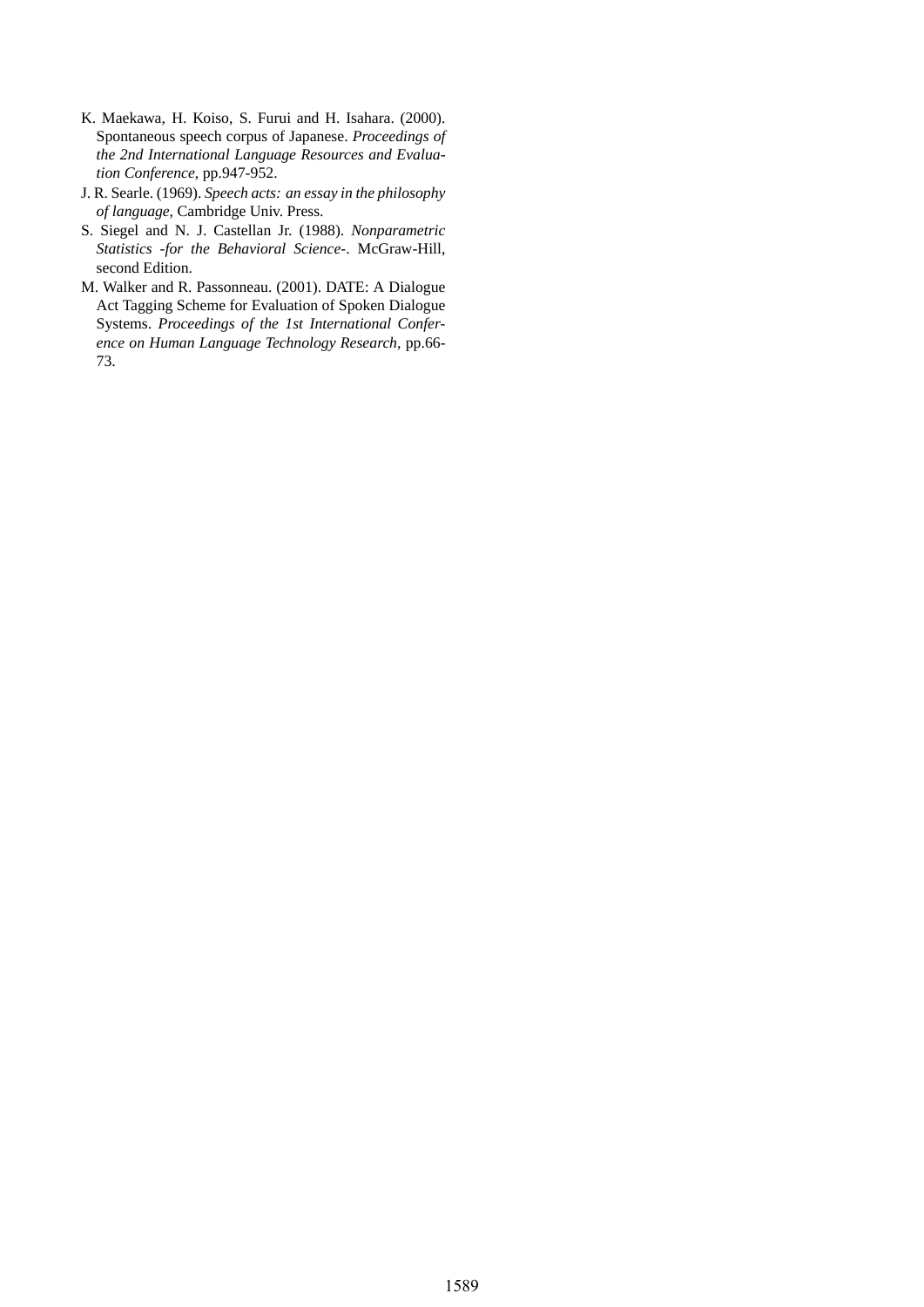K. Maekawa, H. Koiso, S. Furui and H. Isahara. (2000). Spontaneous speech corpus of Japanese. *Proceedings of the 2nd International Language Resources and Evaluation Conference*, pp.947-952.

J. R. Searle. (1969). *Speech acts: an essay in the philosophy of language*, Cambridge Univ. Press.

S. Siegel and N. J. Castellan Jr. (1988). *Nonparametric Statistics -for the Behavioral Science-*. McGraw-Hill, second Edition.

M. Walker and R. Passonneau. (2001). DATE: A Dialogue Act Tagging Scheme for Evaluation of Spoken Dialogue Systems. *Proceedings of the 1st International Conference on Human Language Technology Research*, pp.66-73.